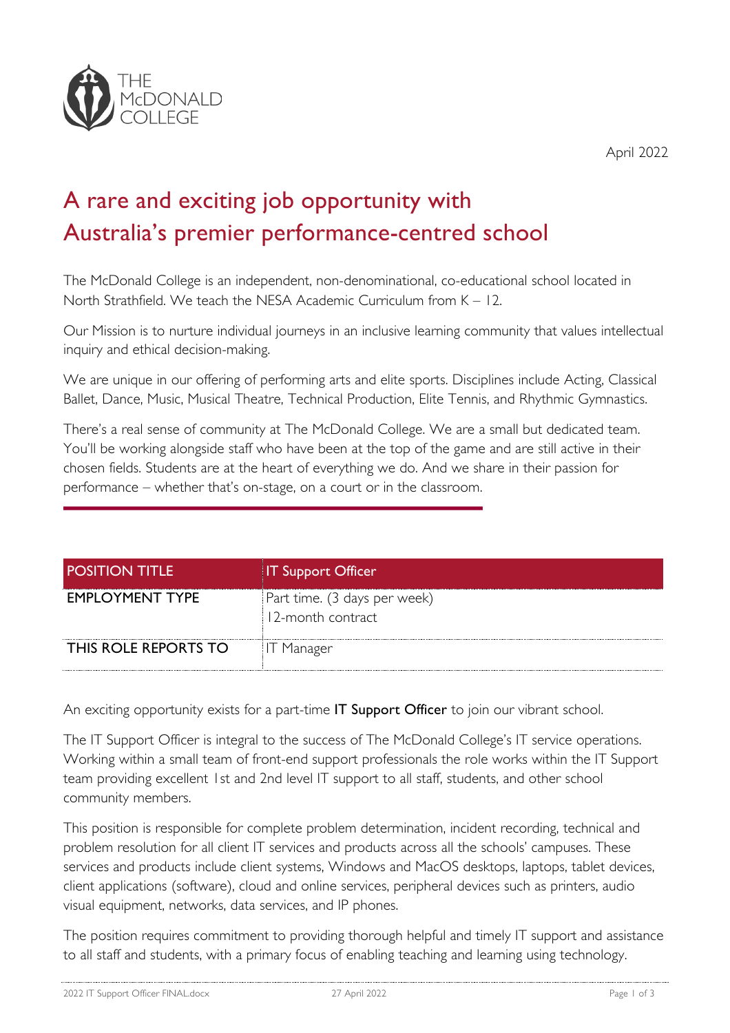THE McDONALD COLLEGE

April 2022

# A rare and exciting job opportunity with Australia's premier performance-centred school

The McDonald College is an independent, non-denominational, co-educational school located in North Strathfield. We teach the NESA Academic Curriculum from K – 12.

Our Mission is to nurture individual journeys in an inclusive learning community that values intellectual inquiry and ethical decision-making.

We are unique in our offering of performing arts and elite sports. Disciplines include Acting, Classical Ballet, Dance, Music, Musical Theatre, Technical Production, Elite Tennis, and Rhythmic Gymnastics.

There's a real sense of community at The McDonald College. We are a small but dedicated team. You'll be working alongside staff who have been at the top of the game and are still active in their chosen fields. Students are at the heart of everything we do. And we share in their passion for performance – whether that's on-stage, on a court or in the classroom.

| POSITION TITLE | IT Support Officer |
|---|---|
| EMPLOYMENT TYPE | Part time. (3 days per week)<br>12-month contract |
| THIS ROLE REPORTS TO | IT Manager |

An exciting opportunity exists for a part-time **IT Support Officer** to join our vibrant school.

The IT Support Officer is integral to the success of The McDonald College's IT service operations. Working within a small team of front-end support professionals the role works within the IT Support team providing excellent 1st and 2nd level IT support to all staff, students, and other school community members.

This position is responsible for complete problem determination, incident recording, technical and problem resolution for all client IT services and products across all the schools' campuses. These services and products include client systems, Windows and MacOS desktops, laptops, tablet devices, client applications (software), cloud and online services, peripheral devices such as printers, audio visual equipment, networks, data services, and IP phones.

The position requires commitment to providing thorough helpful and timely IT support and assistance to all staff and students, with a primary focus of enabling teaching and learning using technology.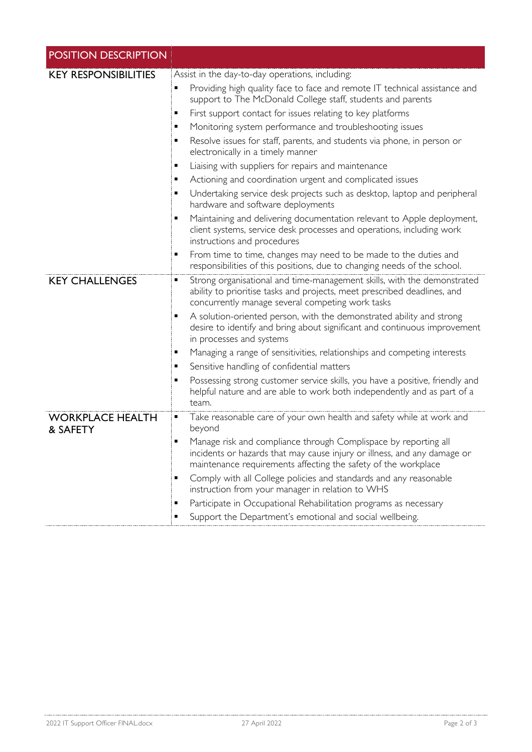| POSITION DESCRIPTION | |
|---|---|
| KEY RESPONSIBILITIES | Assist in the day-to-day operations, including:<br>▪ Providing high quality face to face and remote IT technical assistance and support to The McDonald College staff, students and parents<br>▪ First support contact for issues relating to key platforms<br>▪ Monitoring system performance and troubleshooting issues<br>▪ Resolve issues for staff, parents, and students via phone, in person or electronically in a timely manner<br>▪ Liaising with suppliers for repairs and maintenance<br>▪ Actioning and coordination urgent and complicated issues<br>▪ Undertaking service desk projects such as desktop, laptop and peripheral hardware and software deployments<br>▪ Maintaining and delivering documentation relevant to Apple deployment, client systems, service desk processes and operations, including work instructions and procedures<br>▪ From time to time, changes may need to be made to the duties and responsibilities of this positions, due to changing needs of the school. |
| KEY CHALLENGES | ▪ Strong organisational and time-management skills, with the demonstrated ability to prioritise tasks and projects, meet prescribed deadlines, and concurrently manage several competing work tasks<br>▪ A solution-oriented person, with the demonstrated ability and strong desire to identify and bring about significant and continuous improvement in processes and systems<br>▪ Managing a range of sensitivities, relationships and competing interests<br>▪ Sensitive handling of confidential matters<br>▪ Possessing strong customer service skills, you have a positive, friendly and helpful nature and are able to work both independently and as part of a team. |
| WORKPLACE HEALTH & SAFETY | ▪ Take reasonable care of your own health and safety while at work and beyond<br>▪ Manage risk and compliance through Complispace by reporting all incidents or hazards that may cause injury or illness, and any damage or maintenance requirements affecting the safety of the workplace<br>▪ Comply with all College policies and standards and any reasonable instruction from your manager in relation to WHS<br>▪ Participate in Occupational Rehabilitation programs as necessary<br>▪ Support the Department's emotional and social wellbeing. |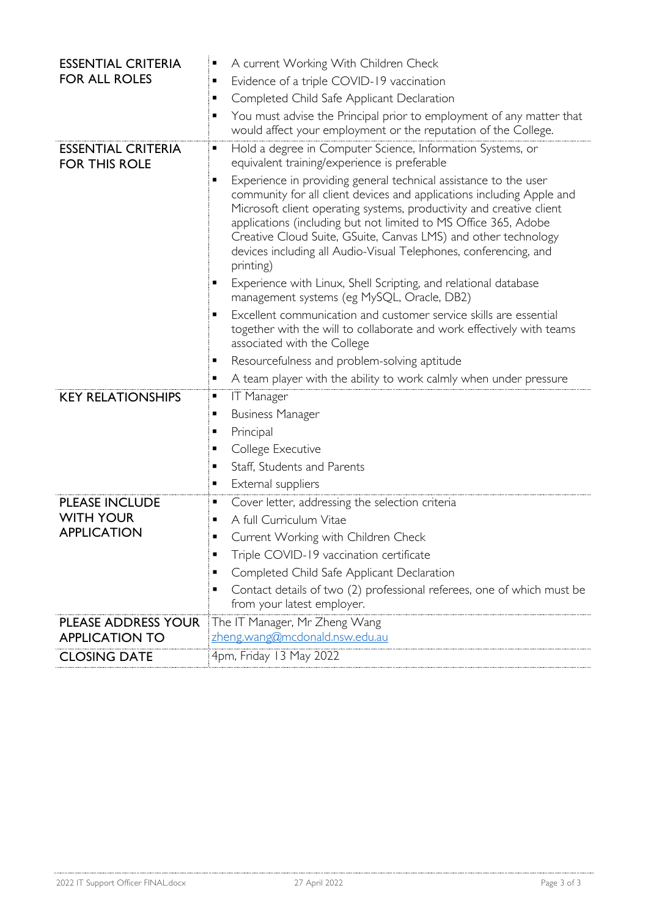| | |
|---|---|
| **ESSENTIAL CRITERIA FOR ALL ROLES** | ▪ A current Working With Children Check<br>▪ Evidence of a triple COVID-19 vaccination<br>▪ Completed Child Safe Applicant Declaration<br>▪ You must advise the Principal prior to employment of any matter that would affect your employment or the reputation of the College. |
| **ESSENTIAL CRITERIA FOR THIS ROLE** | ▪ Hold a degree in Computer Science, Information Systems, or equivalent training/experience is preferable<br>▪ Experience in providing general technical assistance to the user community for all client devices and applications including Apple and Microsoft client operating systems, productivity and creative client applications (including but not limited to MS Office 365, Adobe Creative Cloud Suite, GSuite, Canvas LMS) and other technology devices including all Audio-Visual Telephones, conferencing, and printing)<br>▪ Experience with Linux, Shell Scripting, and relational database management systems (eg MySQL, Oracle, DB2)<br>▪ Excellent communication and customer service skills are essential together with the will to collaborate and work effectively with teams associated with the College<br>▪ Resourcefulness and problem-solving aptitude<br>▪ A team player with the ability to work calmly when under pressure |
| **KEY RELATIONSHIPS** | ▪ IT Manager<br>▪ Business Manager<br>▪ Principal<br>▪ College Executive<br>▪ Staff, Students and Parents<br>▪ External suppliers |
| **PLEASE INCLUDE WITH YOUR APPLICATION** | ▪ Cover letter, addressing the selection criteria<br>▪ A full Curriculum Vitae<br>▪ Current Working with Children Check<br>▪ Triple COVID-19 vaccination certificate<br>▪ Completed Child Safe Applicant Declaration<br>▪ Contact details of two (2) professional referees, one of which must be from your latest employer. |
| **PLEASE ADDRESS YOUR APPLICATION TO** | The IT Manager, Mr Zheng Wang<br>zheng.wang@mcdonald.nsw.edu.au |
| **CLOSING DATE** | 4pm, Friday 13 May 2022 |